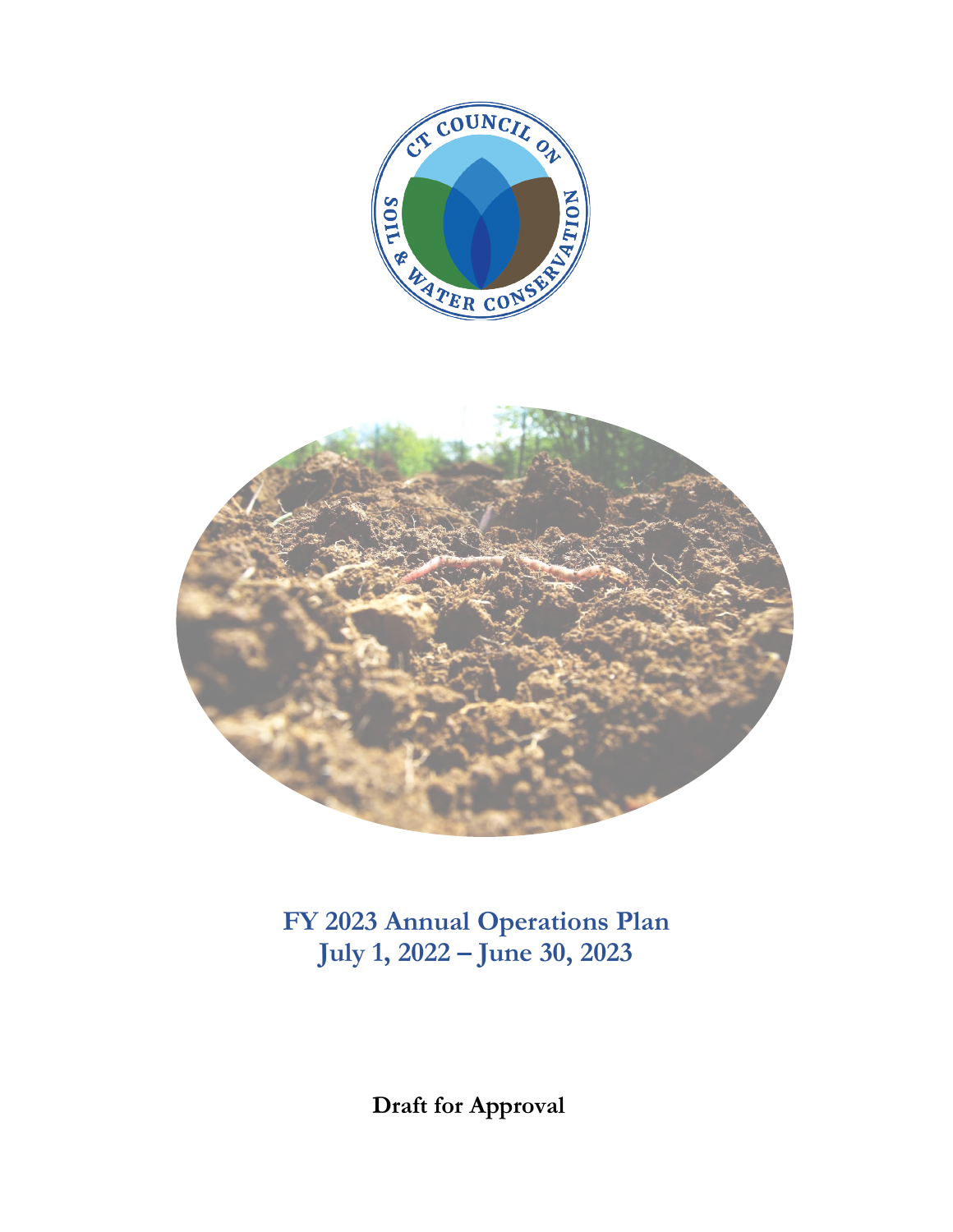# FY 2023 Annual Operations Plan
## July 1, 2022 – June 30, 2023

**Draft for Approval**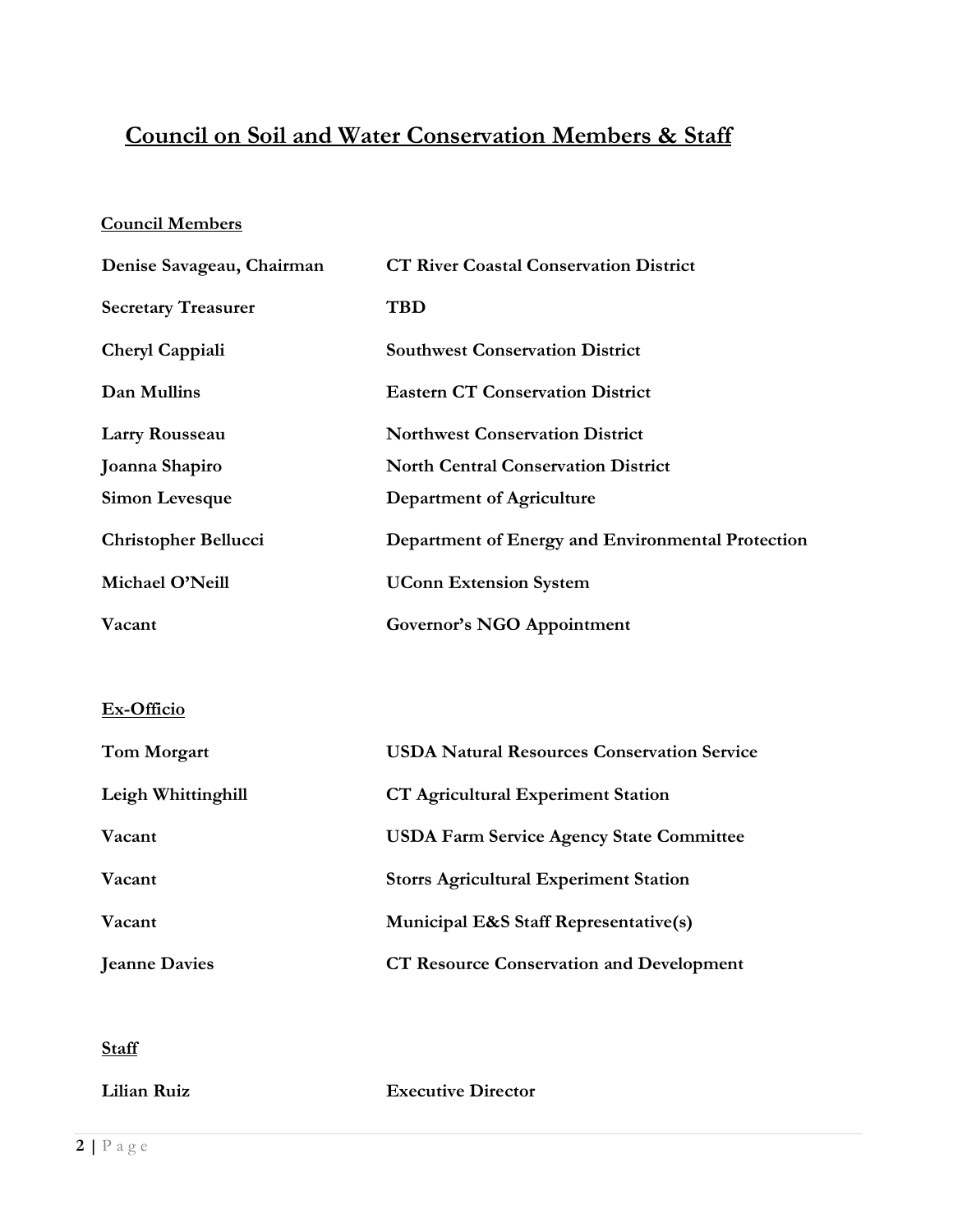# Council on Soil and Water Conservation Members & Staff

## Council Members

| | |
|---|---|
| **Denise Savageau, Chairman** | **CT River Coastal Conservation District** |
| **Secretary Treasurer** | **TBD** |
| **Cheryl Cappiali** | **Southwest Conservation District** |
| **Dan Mullins** | **Eastern CT Conservation District** |
| **Larry Rousseau** | **Northwest Conservation District** |
| **Joanna Shapiro** | **North Central Conservation District** |
| **Simon Levesque** | **Department of Agriculture** |
| **Christopher Bellucci** | **Department of Energy and Environmental Protection** |
| **Michael O'Neill** | **UConn Extension System** |
| **Vacant** | **Governor's NGO Appointment** |

## Ex-Officio

| | |
|---|---|
| **Tom Morgart** | **USDA Natural Resources Conservation Service** |
| **Leigh Whittinghill** | **CT Agricultural Experiment Station** |
| **Vacant** | **USDA Farm Service Agency State Committee** |
| **Vacant** | **Storrs Agricultural Experiment Station** |
| **Vacant** | **Municipal E&S Staff Representative(s)** |
| **Jeanne Davies** | **CT Resource Conservation and Development** |

## Staff

| | |
|---|---|
| **Lilian Ruiz** | **Executive Director** |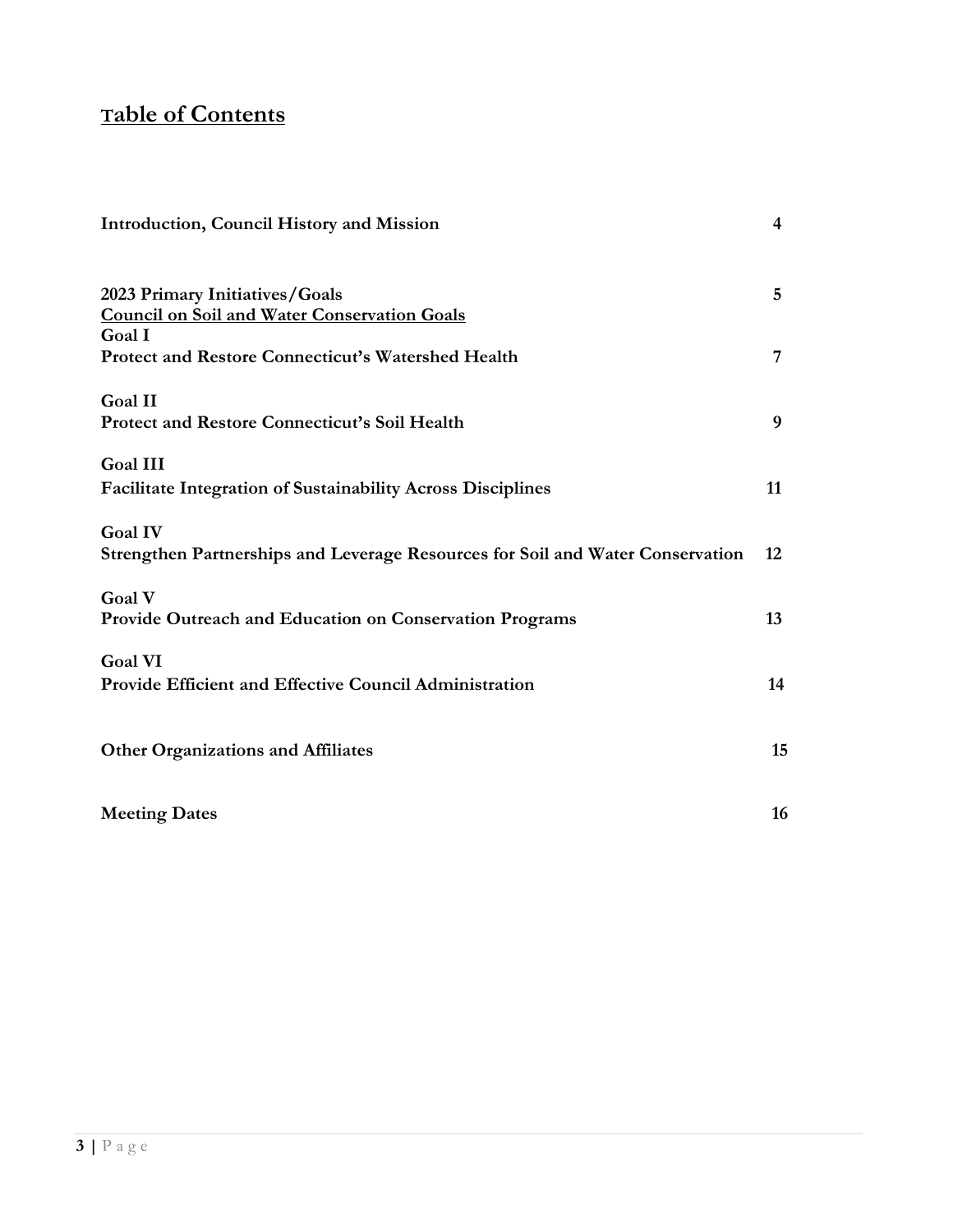# Table of Contents

| | |
|---|---|
| **Introduction, Council History and Mission** | **4** |
| **2023 Primary Initiatives/Goals** | **5** |
| **Council on Soil and Water Conservation Goals** | |
| **Goal I** <br> **Protect and Restore Connecticut's Watershed Health** | **7** |
| **Goal II** <br> **Protect and Restore Connecticut's Soil Health** | **9** |
| **Goal III** <br> **Facilitate Integration of Sustainability Across Disciplines** | **11** |
| **Goal IV** <br> **Strengthen Partnerships and Leverage Resources for Soil and Water Conservation** | **12** |
| **Goal V** <br> **Provide Outreach and Education on Conservation Programs** | **13** |
| **Goal VI** <br> **Provide Efficient and Effective Council Administration** | **14** |
| **Other Organizations and Affiliates** | **15** |
| **Meeting Dates** | **16** |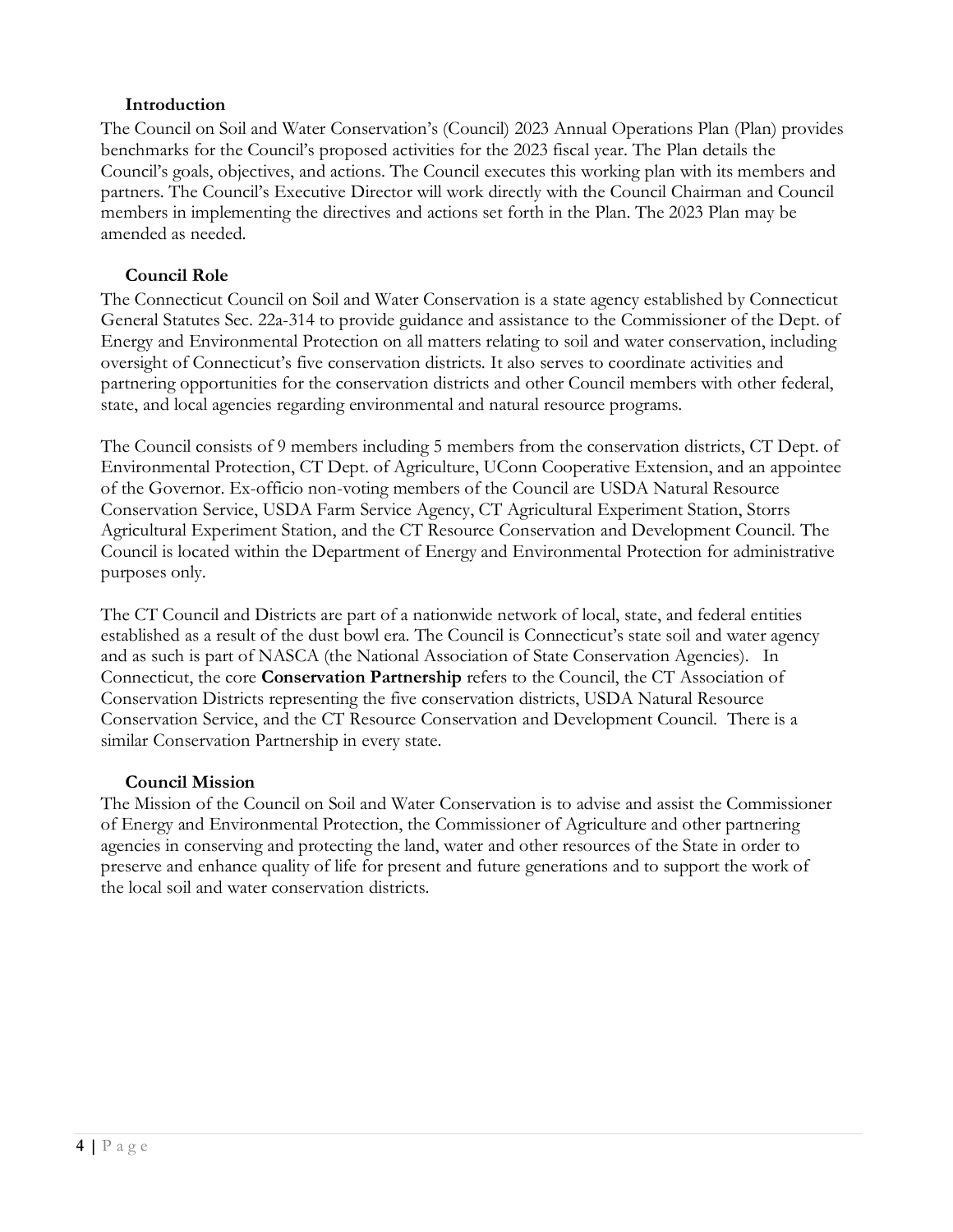## Introduction

The Council on Soil and Water Conservation's (Council) 2023 Annual Operations Plan (Plan) provides benchmarks for the Council's proposed activities for the 2023 fiscal year. The Plan details the Council's goals, objectives, and actions. The Council executes this working plan with its members and partners. The Council's Executive Director will work directly with the Council Chairman and Council members in implementing the directives and actions set forth in the Plan. The 2023 Plan may be amended as needed.

## Council Role

The Connecticut Council on Soil and Water Conservation is a state agency established by Connecticut General Statutes Sec. 22a-314 to provide guidance and assistance to the Commissioner of the Dept. of Energy and Environmental Protection on all matters relating to soil and water conservation, including oversight of Connecticut's five conservation districts. It also serves to coordinate activities and partnering opportunities for the conservation districts and other Council members with other federal, state, and local agencies regarding environmental and natural resource programs.

The Council consists of 9 members including 5 members from the conservation districts, CT Dept. of Environmental Protection, CT Dept. of Agriculture, UConn Cooperative Extension, and an appointee of the Governor. Ex-officio non-voting members of the Council are USDA Natural Resource Conservation Service, USDA Farm Service Agency, CT Agricultural Experiment Station, Storrs Agricultural Experiment Station, and the CT Resource Conservation and Development Council. The Council is located within the Department of Energy and Environmental Protection for administrative purposes only.

The CT Council and Districts are part of a nationwide network of local, state, and federal entities established as a result of the dust bowl era. The Council is Connecticut's state soil and water agency and as such is part of NASCA (the National Association of State Conservation Agencies). In Connecticut, the core **Conservation Partnership** refers to the Council, the CT Association of Conservation Districts representing the five conservation districts, USDA Natural Resource Conservation Service, and the CT Resource Conservation and Development Council. There is a similar Conservation Partnership in every state.

## Council Mission

The Mission of the Council on Soil and Water Conservation is to advise and assist the Commissioner of Energy and Environmental Protection, the Commissioner of Agriculture and other partnering agencies in conserving and protecting the land, water and other resources of the State in order to preserve and enhance quality of life for present and future generations and to support the work of the local soil and water conservation districts.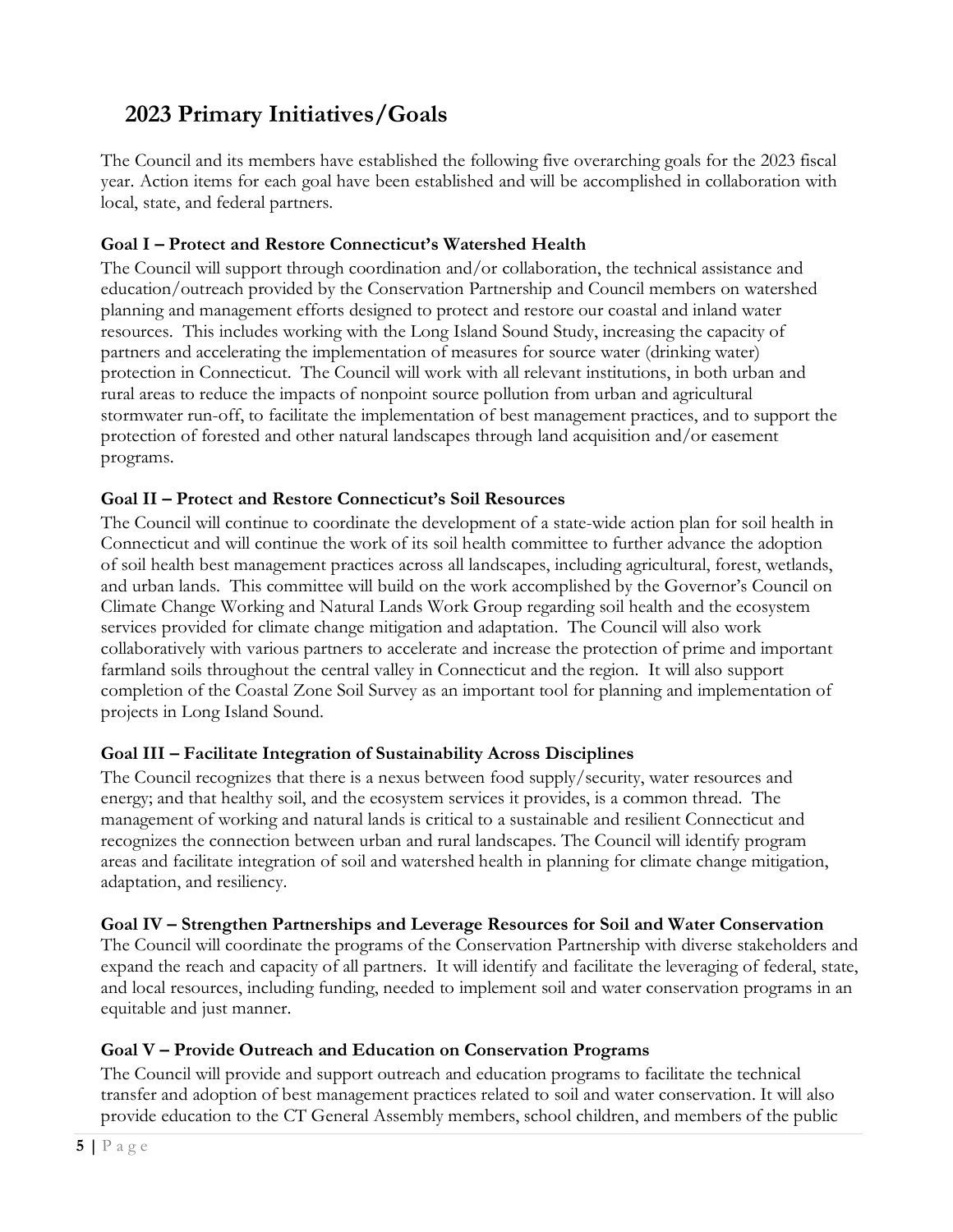## 2023 Primary Initiatives/Goals

The Council and its members have established the following five overarching goals for the 2023 fiscal year. Action items for each goal have been established and will be accomplished in collaboration with local, state, and federal partners.

### Goal I – Protect and Restore Connecticut's Watershed Health

The Council will support through coordination and/or collaboration, the technical assistance and education/outreach provided by the Conservation Partnership and Council members on watershed planning and management efforts designed to protect and restore our coastal and inland water resources. This includes working with the Long Island Sound Study, increasing the capacity of partners and accelerating the implementation of measures for source water (drinking water) protection in Connecticut. The Council will work with all relevant institutions, in both urban and rural areas to reduce the impacts of nonpoint source pollution from urban and agricultural stormwater run-off, to facilitate the implementation of best management practices, and to support the protection of forested and other natural landscapes through land acquisition and/or easement programs.

### Goal II – Protect and Restore Connecticut's Soil Resources

The Council will continue to coordinate the development of a state-wide action plan for soil health in Connecticut and will continue the work of its soil health committee to further advance the adoption of soil health best management practices across all landscapes, including agricultural, forest, wetlands, and urban lands. This committee will build on the work accomplished by the Governor's Council on Climate Change Working and Natural Lands Work Group regarding soil health and the ecosystem services provided for climate change mitigation and adaptation. The Council will also work collaboratively with various partners to accelerate and increase the protection of prime and important farmland soils throughout the central valley in Connecticut and the region. It will also support completion of the Coastal Zone Soil Survey as an important tool for planning and implementation of projects in Long Island Sound.

### Goal III – Facilitate Integration of Sustainability Across Disciplines

The Council recognizes that there is a nexus between food supply/security, water resources and energy; and that healthy soil, and the ecosystem services it provides, is a common thread. The management of working and natural lands is critical to a sustainable and resilient Connecticut and recognizes the connection between urban and rural landscapes. The Council will identify program areas and facilitate integration of soil and watershed health in planning for climate change mitigation, adaptation, and resiliency.

### Goal IV – Strengthen Partnerships and Leverage Resources for Soil and Water Conservation

The Council will coordinate the programs of the Conservation Partnership with diverse stakeholders and expand the reach and capacity of all partners. It will identify and facilitate the leveraging of federal, state, and local resources, including funding, needed to implement soil and water conservation programs in an equitable and just manner.

### Goal V – Provide Outreach and Education on Conservation Programs

The Council will provide and support outreach and education programs to facilitate the technical transfer and adoption of best management practices related to soil and water conservation. It will also provide education to the CT General Assembly members, school children, and members of the public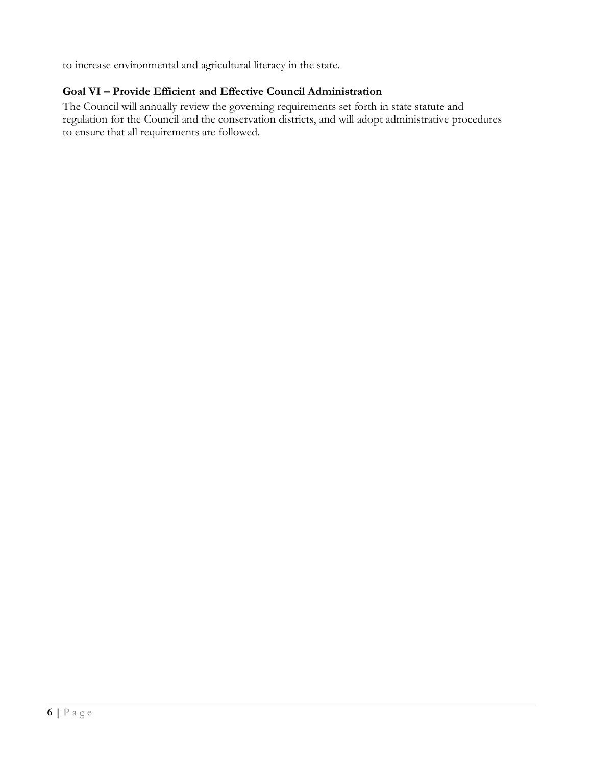to increase environmental and agricultural literacy in the state.

### Goal VI – Provide Efficient and Effective Council Administration

The Council will annually review the governing requirements set forth in state statute and regulation for the Council and the conservation districts, and will adopt administrative procedures to ensure that all requirements are followed.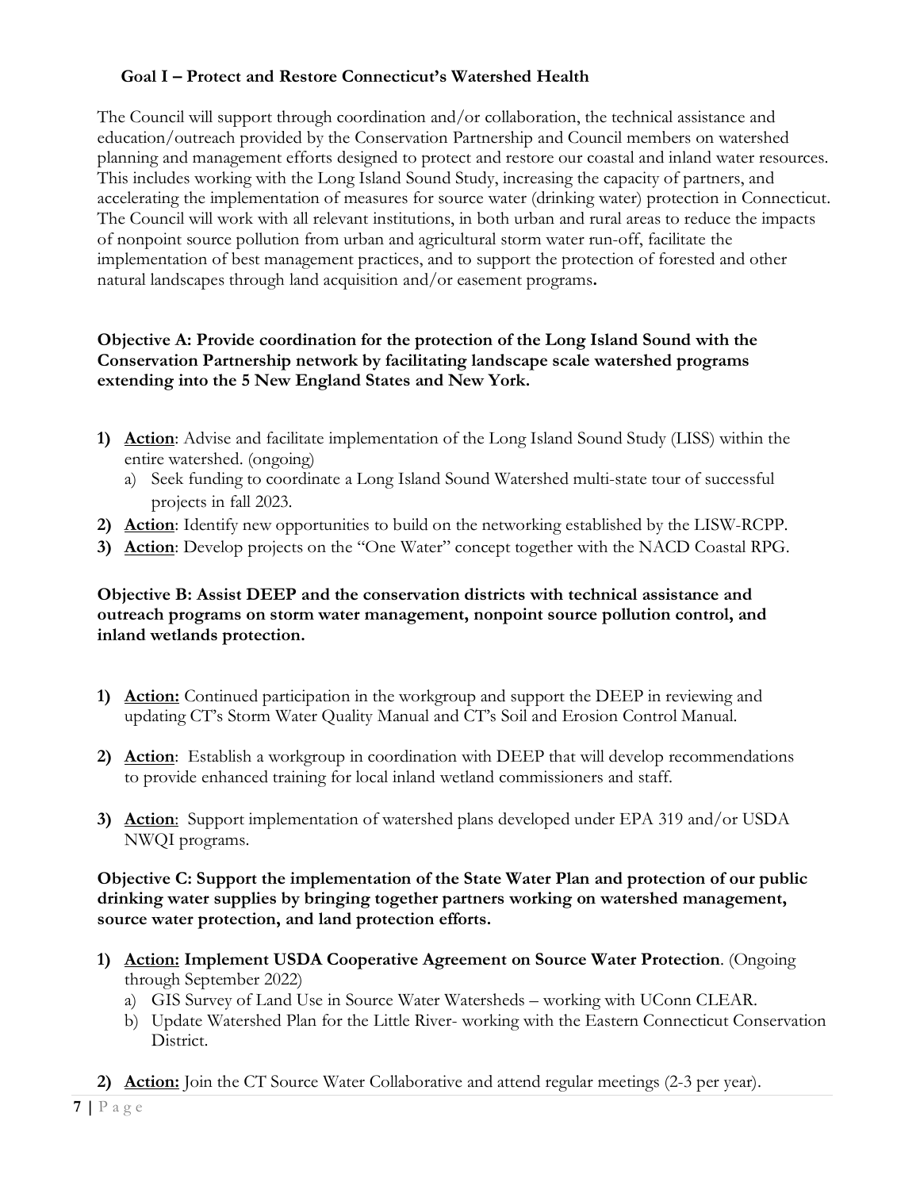## Goal I – Protect and Restore Connecticut's Watershed Health

The Council will support through coordination and/or collaboration, the technical assistance and education/outreach provided by the Conservation Partnership and Council members on watershed planning and management efforts designed to protect and restore our coastal and inland water resources. This includes working with the Long Island Sound Study, increasing the capacity of partners, and accelerating the implementation of measures for source water (drinking water) protection in Connecticut. The Council will work with all relevant institutions, in both urban and rural areas to reduce the impacts of nonpoint source pollution from urban and agricultural storm water run-off, facilitate the implementation of best management practices, and to support the protection of forested and other natural landscapes through land acquisition and/or easement programs**.**

**Objective A: Provide coordination for the protection of the Long Island Sound with the Conservation Partnership network by facilitating landscape scale watershed programs extending into the 5 New England States and New York.**

1) **Action**: Advise and facilitate implementation of the Long Island Sound Study (LISS) within the entire watershed. (ongoing)
   a) Seek funding to coordinate a Long Island Sound Watershed multi-state tour of successful projects in fall 2023.
2) **Action**: Identify new opportunities to build on the networking established by the LISW-RCPP.
3) **Action**: Develop projects on the "One Water" concept together with the NACD Coastal RPG.

**Objective B: Assist DEEP and the conservation districts with technical assistance and outreach programs on storm water management, nonpoint source pollution control, and inland wetlands protection.**

1) **Action:** Continued participation in the workgroup and support the DEEP in reviewing and updating CT's Storm Water Quality Manual and CT's Soil and Erosion Control Manual.

2) **Action**: Establish a workgroup in coordination with DEEP that will develop recommendations to provide enhanced training for local inland wetland commissioners and staff.

3) **Action**: Support implementation of watershed plans developed under EPA 319 and/or USDA NWQI programs.

**Objective C: Support the implementation of the State Water Plan and protection of our public drinking water supplies by bringing together partners working on watershed management, source water protection, and land protection efforts.**

1) **Action: Implement USDA Cooperative Agreement on Source Water Protection**. (Ongoing through September 2022)
   a) GIS Survey of Land Use in Source Water Watersheds – working with UConn CLEAR.
   b) Update Watershed Plan for the Little River- working with the Eastern Connecticut Conservation District.

2) **Action:** Join the CT Source Water Collaborative and attend regular meetings (2-3 per year).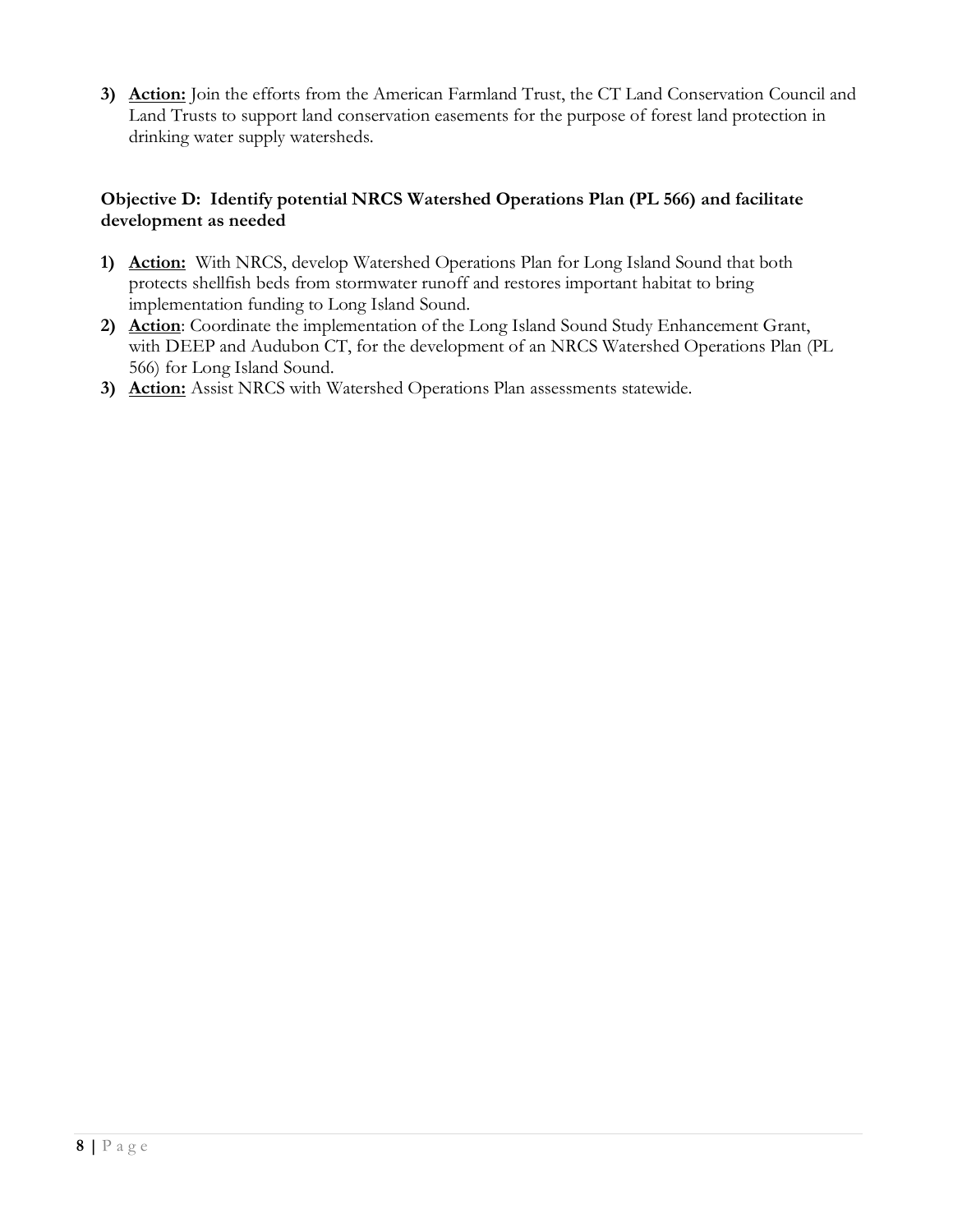3) **Action:** Join the efforts from the American Farmland Trust, the CT Land Conservation Council and Land Trusts to support land conservation easements for the purpose of forest land protection in drinking water supply watersheds.

**Objective D: Identify potential NRCS Watershed Operations Plan (PL 566) and facilitate development as needed**

1) **Action:** With NRCS, develop Watershed Operations Plan for Long Island Sound that both protects shellfish beds from stormwater runoff and restores important habitat to bring implementation funding to Long Island Sound.
2) **Action**: Coordinate the implementation of the Long Island Sound Study Enhancement Grant, with DEEP and Audubon CT, for the development of an NRCS Watershed Operations Plan (PL 566) for Long Island Sound.
3) **Action:** Assist NRCS with Watershed Operations Plan assessments statewide.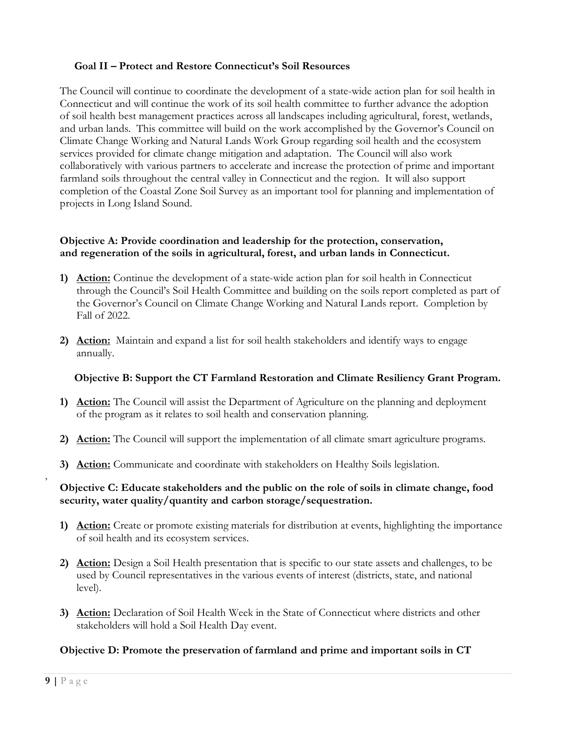## Goal II – Protect and Restore Connecticut's Soil Resources

The Council will continue to coordinate the development of a state-wide action plan for soil health in Connecticut and will continue the work of its soil health committee to further advance the adoption of soil health best management practices across all landscapes including agricultural, forest, wetlands, and urban lands. This committee will build on the work accomplished by the Governor's Council on Climate Change Working and Natural Lands Work Group regarding soil health and the ecosystem services provided for climate change mitigation and adaptation. The Council will also work collaboratively with various partners to accelerate and increase the protection of prime and important farmland soils throughout the central valley in Connecticut and the region. It will also support completion of the Coastal Zone Soil Survey as an important tool for planning and implementation of projects in Long Island Sound.

### Objective A: Provide coordination and leadership for the protection, conservation, and regeneration of the soils in agricultural, forest, and urban lands in Connecticut.

1) **Action:** Continue the development of a state-wide action plan for soil health in Connecticut through the Council's Soil Health Committee and building on the soils report completed as part of the Governor's Council on Climate Change Working and Natural Lands report. Completion by Fall of 2022.

2) **Action:** Maintain and expand a list for soil health stakeholders and identify ways to engage annually.

### Objective B: Support the CT Farmland Restoration and Climate Resiliency Grant Program.

1) **Action:** The Council will assist the Department of Agriculture on the planning and deployment of the program as it relates to soil health and conservation planning.

2) **Action:** The Council will support the implementation of all climate smart agriculture programs.

3) **Action:** Communicate and coordinate with stakeholders on Healthy Soils legislation.

### Objective C: Educate stakeholders and the public on the role of soils in climate change, food security, water quality/quantity and carbon storage/sequestration.

1) **Action:** Create or promote existing materials for distribution at events, highlighting the importance of soil health and its ecosystem services.

2) **Action:** Design a Soil Health presentation that is specific to our state assets and challenges, to be used by Council representatives in the various events of interest (districts, state, and national level).

3) **Action:** Declaration of Soil Health Week in the State of Connecticut where districts and other stakeholders will hold a Soil Health Day event.

### Objective D: Promote the preservation of farmland and prime and important soils in CT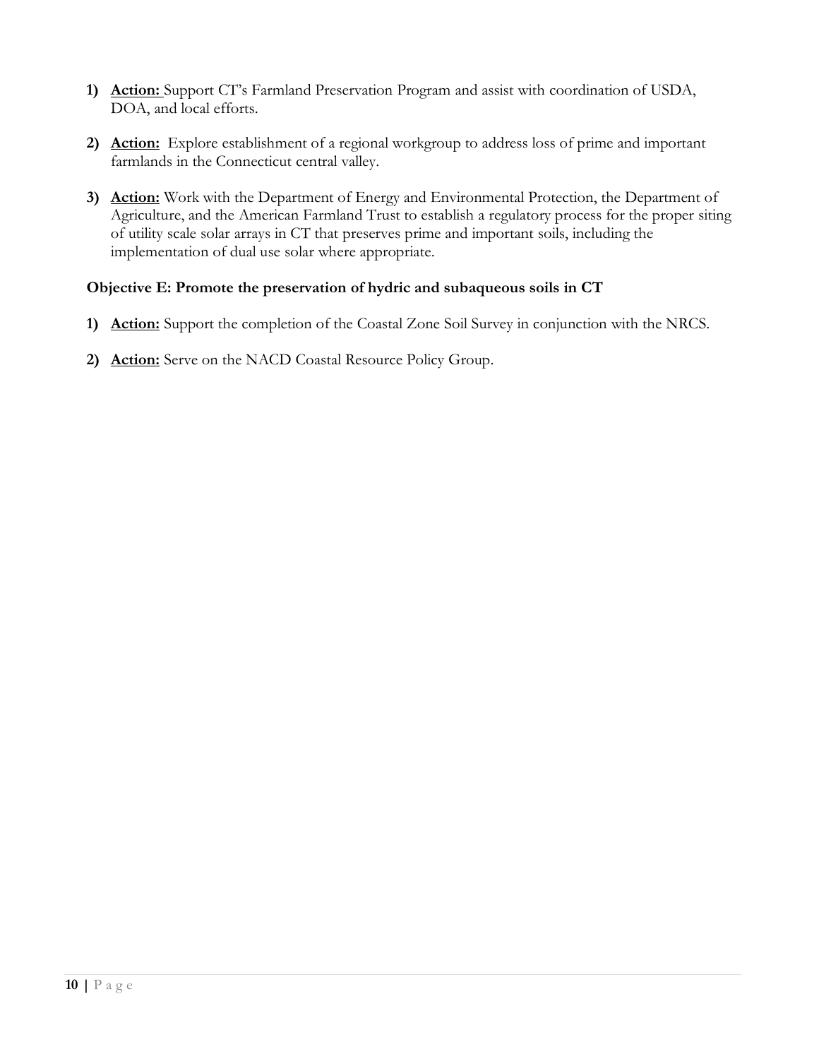1) **Action:** Support CT's Farmland Preservation Program and assist with coordination of USDA, DOA, and local efforts.

2) **Action:** Explore establishment of a regional workgroup to address loss of prime and important farmlands in the Connecticut central valley.

3) **Action:** Work with the Department of Energy and Environmental Protection, the Department of Agriculture, and the American Farmland Trust to establish a regulatory process for the proper siting of utility scale solar arrays in CT that preserves prime and important soils, including the implementation of dual use solar where appropriate.

### Objective E: Promote the preservation of hydric and subaqueous soils in CT

1) **Action:** Support the completion of the Coastal Zone Soil Survey in conjunction with the NRCS.

2) **Action:** Serve on the NACD Coastal Resource Policy Group.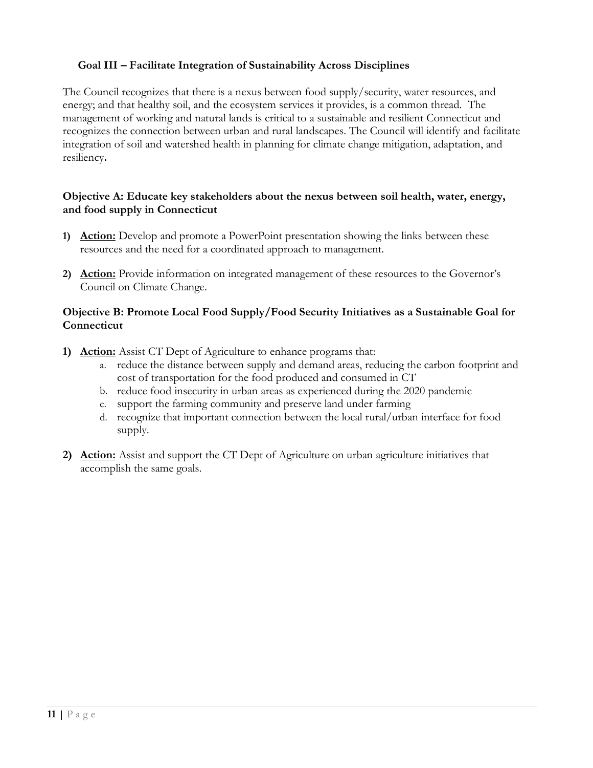## Goal III – Facilitate Integration of Sustainability Across Disciplines

The Council recognizes that there is a nexus between food supply/security, water resources, and energy; and that healthy soil, and the ecosystem services it provides, is a common thread. The management of working and natural lands is critical to a sustainable and resilient Connecticut and recognizes the connection between urban and rural landscapes. The Council will identify and facilitate integration of soil and watershed health in planning for climate change mitigation, adaptation, and resiliency**.**

### Objective A: Educate key stakeholders about the nexus between soil health, water, energy, and food supply in Connecticut

1) **Action:** Develop and promote a PowerPoint presentation showing the links between these resources and the need for a coordinated approach to management.

2) **Action:** Provide information on integrated management of these resources to the Governor's Council on Climate Change.

### Objective B: Promote Local Food Supply/Food Security Initiatives as a Sustainable Goal for Connecticut

1) **Action:** Assist CT Dept of Agriculture to enhance programs that:
   a. reduce the distance between supply and demand areas, reducing the carbon footprint and cost of transportation for the food produced and consumed in CT
   b. reduce food insecurity in urban areas as experienced during the 2020 pandemic
   c. support the farming community and preserve land under farming
   d. recognize that important connection between the local rural/urban interface for food supply.

2) **Action:** Assist and support the CT Dept of Agriculture on urban agriculture initiatives that accomplish the same goals.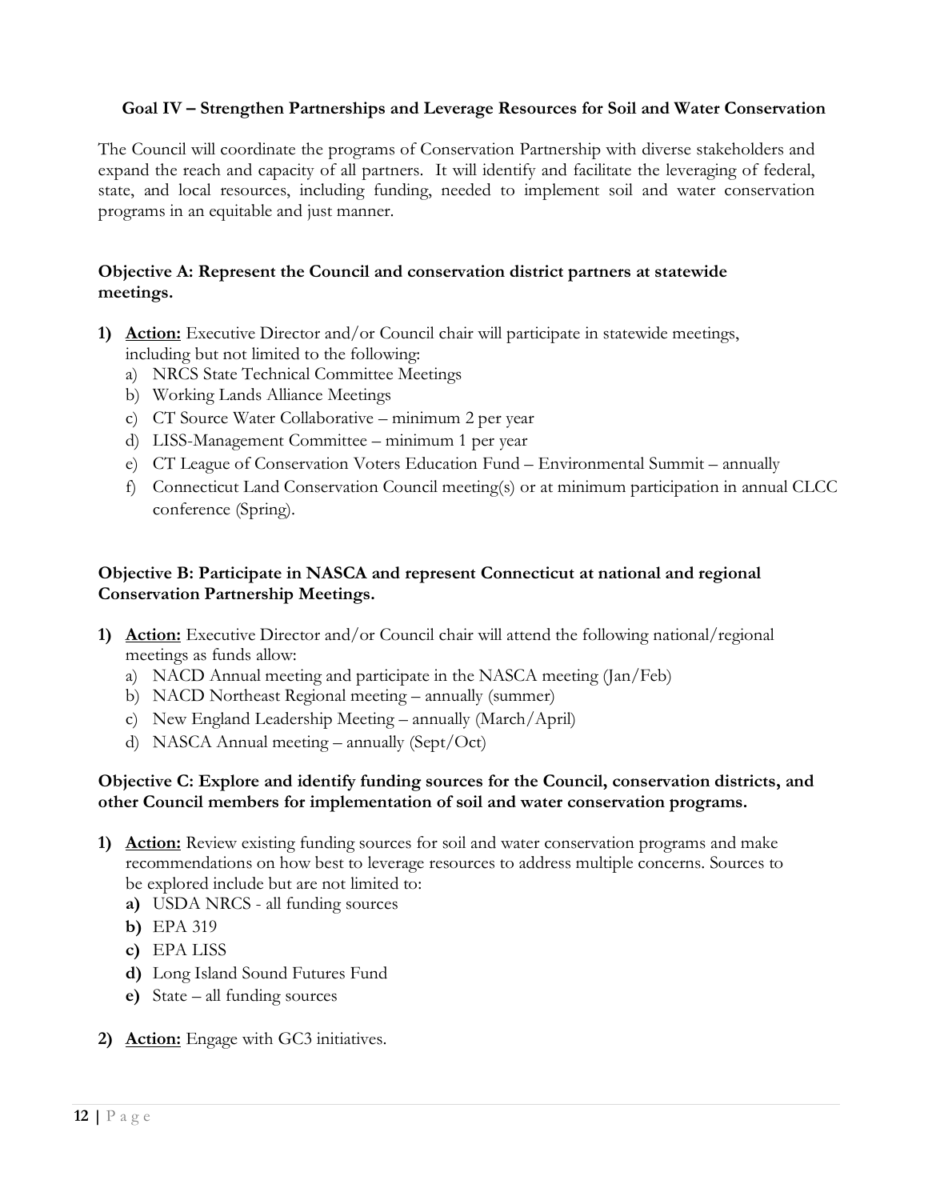### Goal IV – Strengthen Partnerships and Leverage Resources for Soil and Water Conservation

The Council will coordinate the programs of Conservation Partnership with diverse stakeholders and expand the reach and capacity of all partners. It will identify and facilitate the leveraging of federal, state, and local resources, including funding, needed to implement soil and water conservation programs in an equitable and just manner.

**Objective A: Represent the Council and conservation district partners at statewide meetings.**

1) **Action:** Executive Director and/or Council chair will participate in statewide meetings, including but not limited to the following:
   a) NRCS State Technical Committee Meetings
   b) Working Lands Alliance Meetings
   c) CT Source Water Collaborative – minimum 2 per year
   d) LISS-Management Committee – minimum 1 per year
   e) CT League of Conservation Voters Education Fund – Environmental Summit – annually
   f) Connecticut Land Conservation Council meeting(s) or at minimum participation in annual CLCC conference (Spring).

**Objective B: Participate in NASCA and represent Connecticut at national and regional Conservation Partnership Meetings.**

1) **Action:** Executive Director and/or Council chair will attend the following national/regional meetings as funds allow:
   a) NACD Annual meeting and participate in the NASCA meeting (Jan/Feb)
   b) NACD Northeast Regional meeting – annually (summer)
   c) New England Leadership Meeting – annually (March/April)
   d) NASCA Annual meeting – annually (Sept/Oct)

**Objective C: Explore and identify funding sources for the Council, conservation districts, and other Council members for implementation of soil and water conservation programs.**

1) **Action:** Review existing funding sources for soil and water conservation programs and make recommendations on how best to leverage resources to address multiple concerns. Sources to be explored include but are not limited to:
   **a)** USDA NRCS - all funding sources
   **b)** EPA 319
   **c)** EPA LISS
   **d)** Long Island Sound Futures Fund
   **e)** State – all funding sources

2) **Action:** Engage with GC3 initiatives.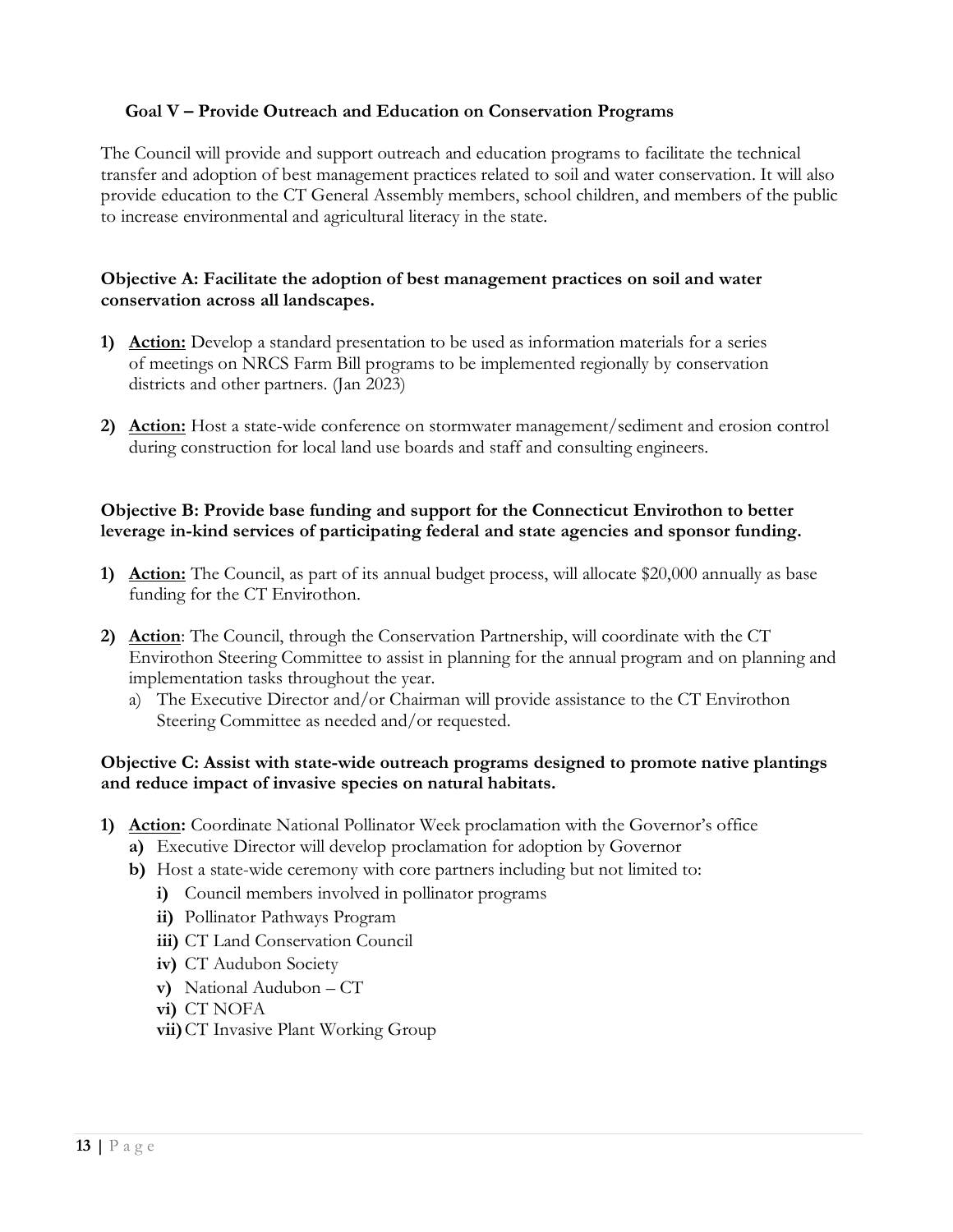## Goal V – Provide Outreach and Education on Conservation Programs

The Council will provide and support outreach and education programs to facilitate the technical transfer and adoption of best management practices related to soil and water conservation. It will also provide education to the CT General Assembly members, school children, and members of the public to increase environmental and agricultural literacy in the state.

### Objective A: Facilitate the adoption of best management practices on soil and water conservation across all landscapes.

1) **Action:** Develop a standard presentation to be used as information materials for a series of meetings on NRCS Farm Bill programs to be implemented regionally by conservation districts and other partners. (Jan 2023)

2) **Action:** Host a state-wide conference on stormwater management/sediment and erosion control during construction for local land use boards and staff and consulting engineers.

### Objective B: Provide base funding and support for the Connecticut Envirothon to better leverage in-kind services of participating federal and state agencies and sponsor funding.

1) **Action:** The Council, as part of its annual budget process, will allocate $20,000 annually as base funding for the CT Envirothon.

2) **Action**: The Council, through the Conservation Partnership, will coordinate with the CT Envirothon Steering Committee to assist in planning for the annual program and on planning and implementation tasks throughout the year.
   a) The Executive Director and/or Chairman will provide assistance to the CT Envirothon Steering Committee as needed and/or requested.

### Objective C: Assist with state-wide outreach programs designed to promote native plantings and reduce impact of invasive species on natural habitats.

1) **Action:** Coordinate National Pollinator Week proclamation with the Governor's office
   **a)** Executive Director will develop proclamation for adoption by Governor
   **b)** Host a state-wide ceremony with core partners including but not limited to:
      **i)** Council members involved in pollinator programs
      **ii)** Pollinator Pathways Program
      **iii)** CT Land Conservation Council
      **iv)** CT Audubon Society
      **v)** National Audubon – CT
      **vi)** CT NOFA
      **vii)** CT Invasive Plant Working Group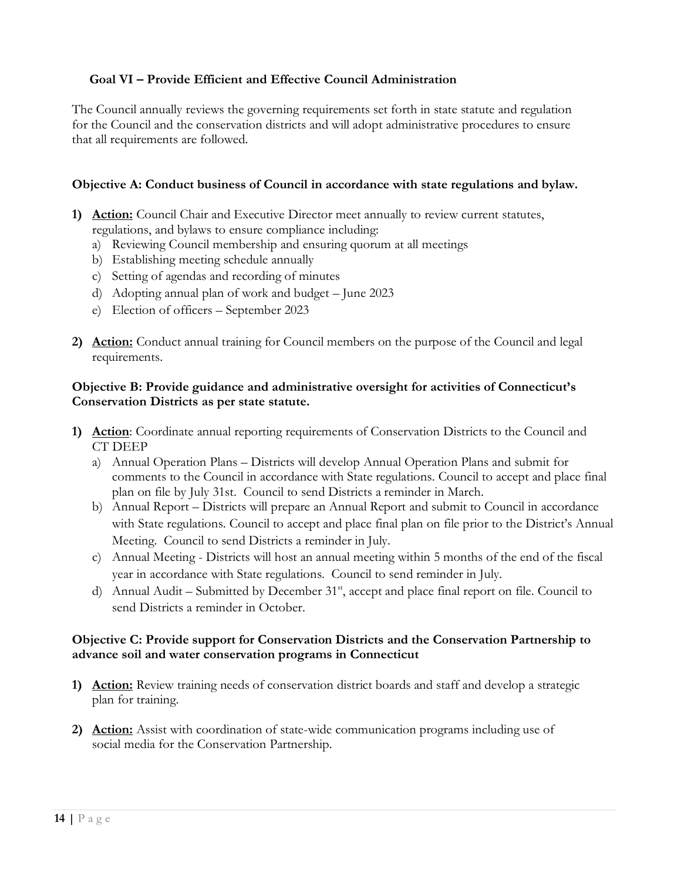## Goal VI – Provide Efficient and Effective Council Administration

The Council annually reviews the governing requirements set forth in state statute and regulation for the Council and the conservation districts and will adopt administrative procedures to ensure that all requirements are followed.

### Objective A: Conduct business of Council in accordance with state regulations and bylaw.

1) **Action:** Council Chair and Executive Director meet annually to review current statutes, regulations, and bylaws to ensure compliance including:
   a) Reviewing Council membership and ensuring quorum at all meetings
   b) Establishing meeting schedule annually
   c) Setting of agendas and recording of minutes
   d) Adopting annual plan of work and budget – June 2023
   e) Election of officers – September 2023

2) **Action:** Conduct annual training for Council members on the purpose of the Council and legal requirements.

### Objective B: Provide guidance and administrative oversight for activities of Connecticut's Conservation Districts as per state statute.

1) **Action**: Coordinate annual reporting requirements of Conservation Districts to the Council and CT DEEP
   a) Annual Operation Plans – Districts will develop Annual Operation Plans and submit for comments to the Council in accordance with State regulations. Council to accept and place final plan on file by July 31st. Council to send Districts a reminder in March.
   b) Annual Report – Districts will prepare an Annual Report and submit to Council in accordance with State regulations. Council to accept and place final plan on file prior to the District's Annual Meeting. Council to send Districts a reminder in July.
   c) Annual Meeting - Districts will host an annual meeting within 5 months of the end of the fiscal year in accordance with State regulations. Council to send reminder in July.
   d) Annual Audit – Submitted by December 31st, accept and place final report on file. Council to send Districts a reminder in October.

### Objective C: Provide support for Conservation Districts and the Conservation Partnership to advance soil and water conservation programs in Connecticut

1) **Action:** Review training needs of conservation district boards and staff and develop a strategic plan for training.

2) **Action:** Assist with coordination of state-wide communication programs including use of social media for the Conservation Partnership.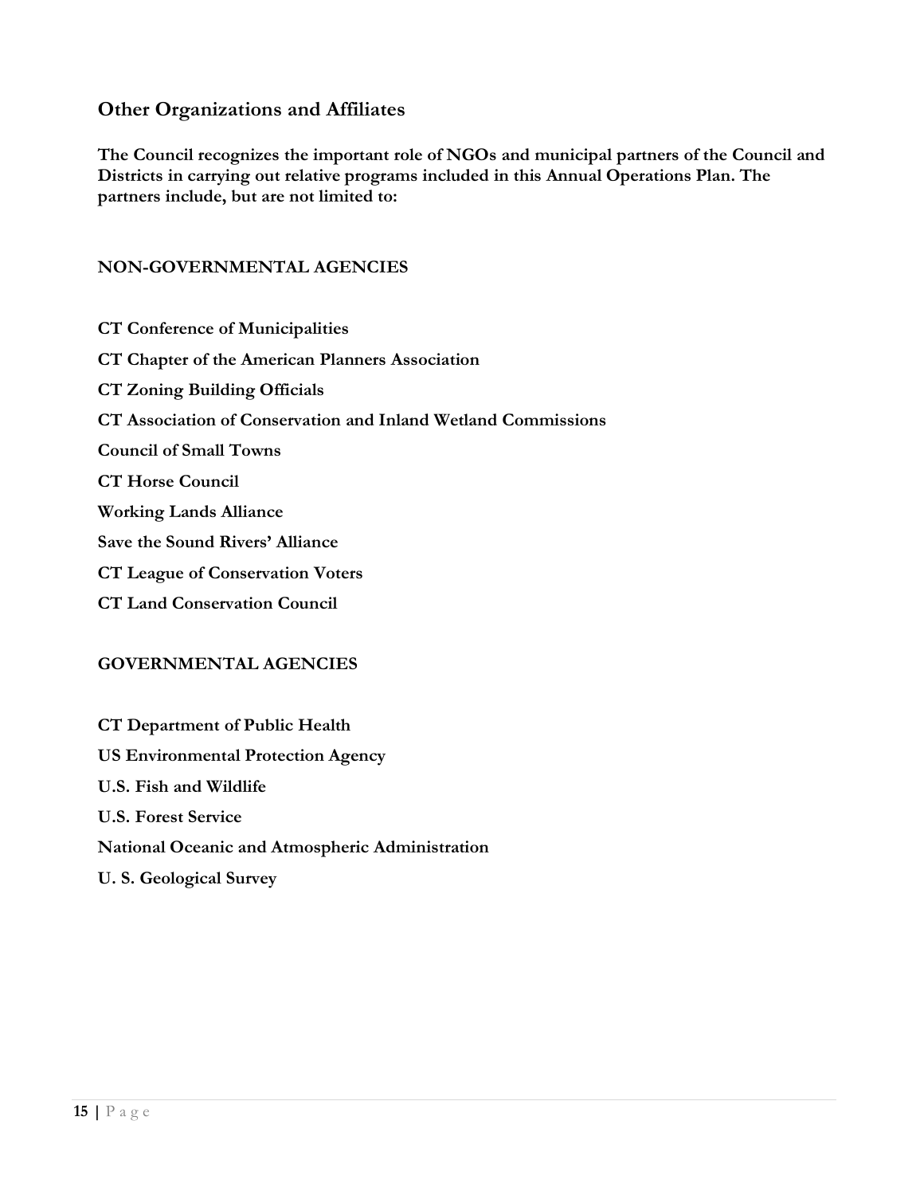## Other Organizations and Affiliates

**The Council recognizes the important role of NGOs and municipal partners of the Council and Districts in carrying out relative programs included in this Annual Operations Plan. The partners include, but are not limited to:**

### NON-GOVERNMENTAL AGENCIES

**CT Conference of Municipalities**

**CT Chapter of the American Planners Association**

**CT Zoning Building Officials**

**CT Association of Conservation and Inland Wetland Commissions**

**Council of Small Towns**

**CT Horse Council**

**Working Lands Alliance**

**Save the Sound Rivers' Alliance**

**CT League of Conservation Voters**

**CT Land Conservation Council**

### GOVERNMENTAL AGENCIES

**CT Department of Public Health**

**US Environmental Protection Agency**

**U.S. Fish and Wildlife**

**U.S. Forest Service**

**National Oceanic and Atmospheric Administration**

**U. S. Geological Survey**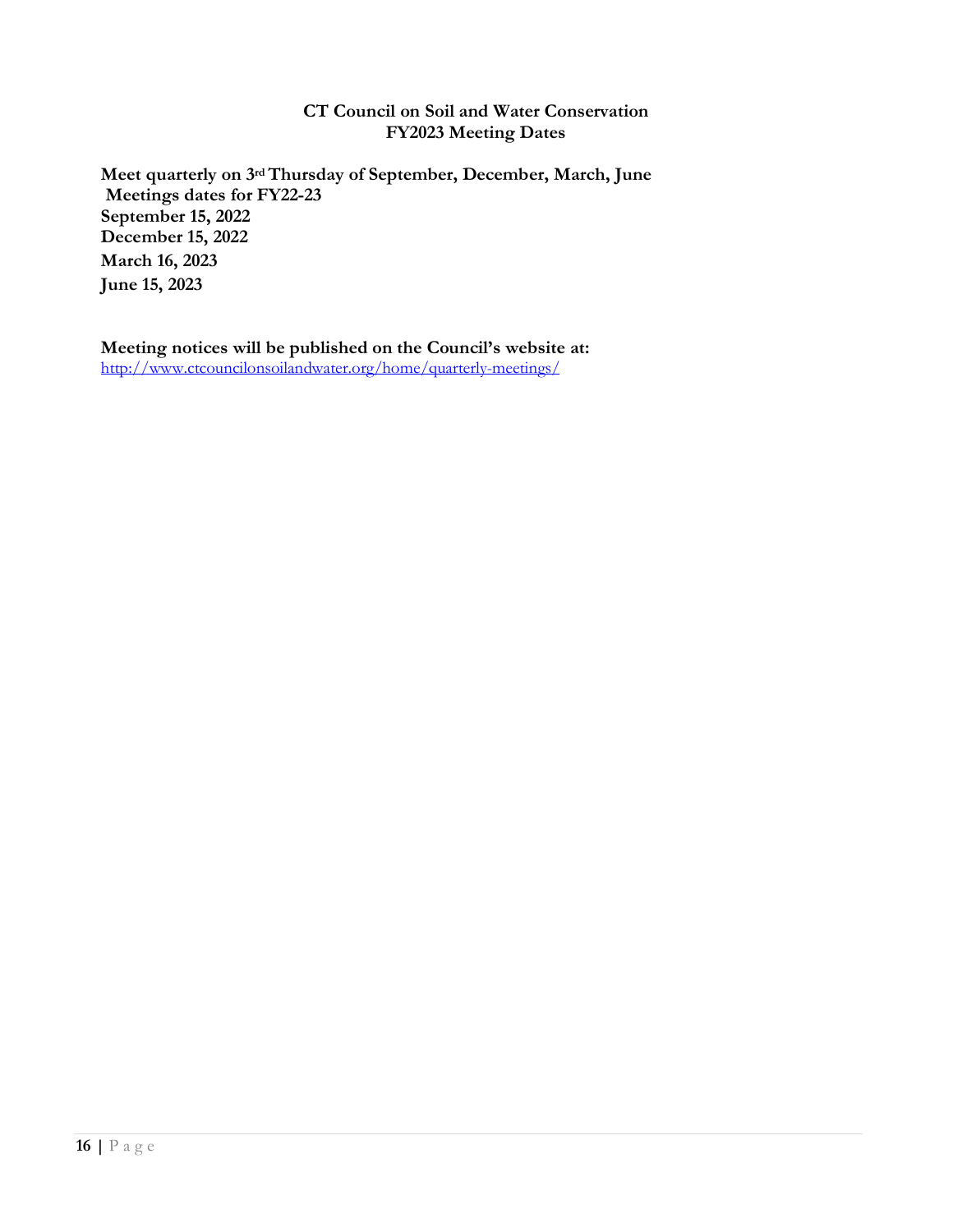**CT Council on Soil and Water Conservation**
**FY2023 Meeting Dates**

**Meet quarterly on 3rd Thursday of September, December, March, June**
**Meetings dates for FY22-23**
**September 15, 2022**
**December 15, 2022**
**March 16, 2023**
**June 15, 2023**

**Meeting notices will be published on the Council's website at:**
http://www.ctcouncilonsoilandwater.org/home/quarterly-meetings/